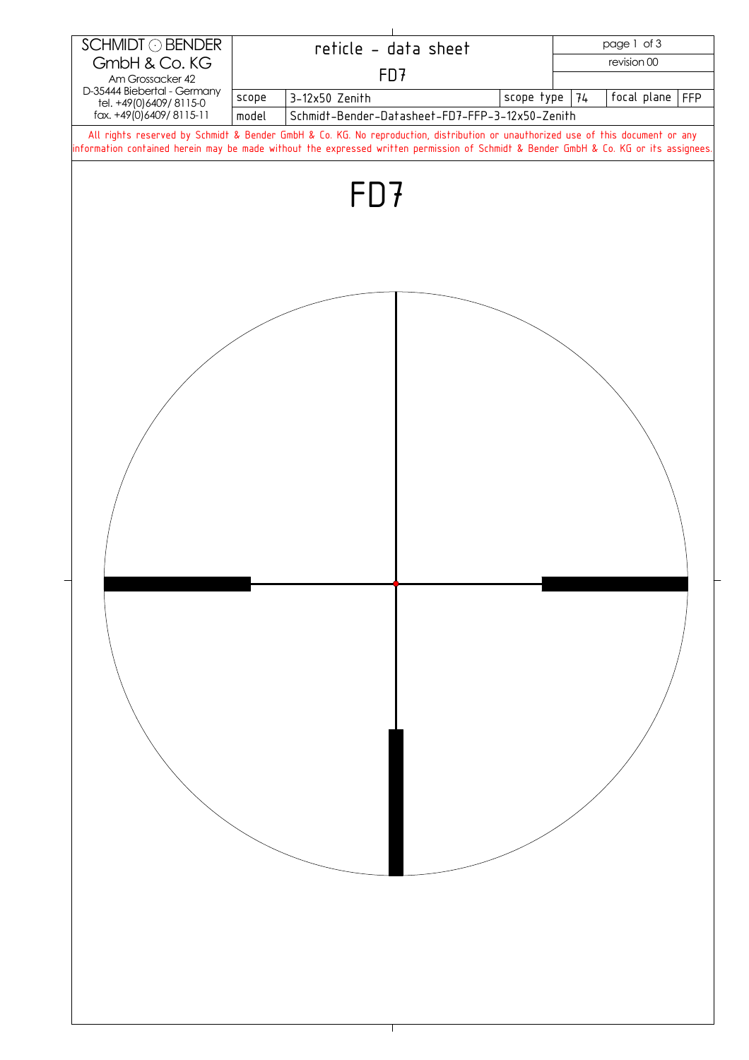| SCHMIDT ⊙ BENDER GmbH & Co. KG Am Grossacker 42 D-35444 Biebertal - Germany tel. +49(0)6409/ 8115-0 fax. +49(0)6409/ 8115-11 | reticle - data sheet | | | | | revision 00 |
|---|---|---|---|---|---|---|
| | FD7 | | | | | |
| | scope | 3-12x50 Zenith | scope type | 74 | focal plane | FFP |
| | model | Schmidt-Bender-Datasheet-FD7-FFP-3-12x50-Zenith | | | | |

All rights reserved by Schmidt & Bender GmbH & Co. KG. No reproduction, distribution or unauthorized use of this document or any information contained herein may be made without the expressed written permission of Schmidt & Bender GmbH & Co. KG or its assignees.

# FD7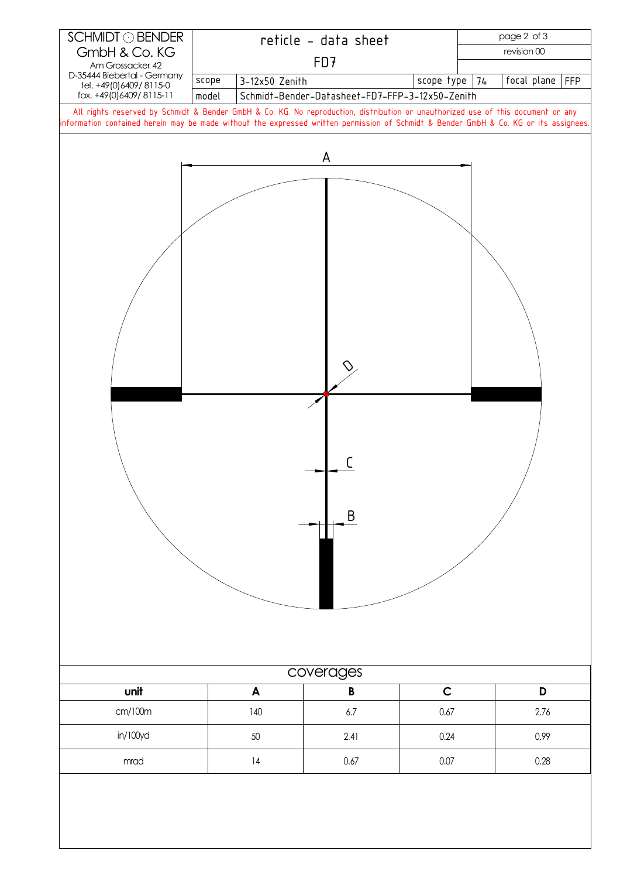SCHMIDT ⊙ BENDER
GmbH & Co. KG
Am Grossacker 42
D-35444 Biebertal - Germany
tel. +49(0)6409/ 8115-0
fax. +49(0)6409/ 8115-11

# reticle - data sheet

## FD7

revision 00

| scope | 3-12x50 Zenith | scope type | 74 | focal plane | FFP |
|---|---|---|---|---|---|
| model | Schmidt-Bender-Datasheet-FD7-FFP-3-12x50-Zenith | | | | |

All rights reserved by Schmidt & Bender GmbH & Co. KG. No reproduction, distribution or unauthorized use of this document or any information contained herein may be made without the expressed written permission of Schmidt & Bender GmbH & Co. KG or its assignees.

A

D

C

B

## coverages

| unit | A | B | C | D |
|---|---|---|---|---|
| cm/100m | 140 | 6.7 | 0.67 | 2.76 |
| in/100yd | 50 | 2.41 | 0.24 | 0.99 |
| mrad | 14 | 0.67 | 0.07 | 0.28 |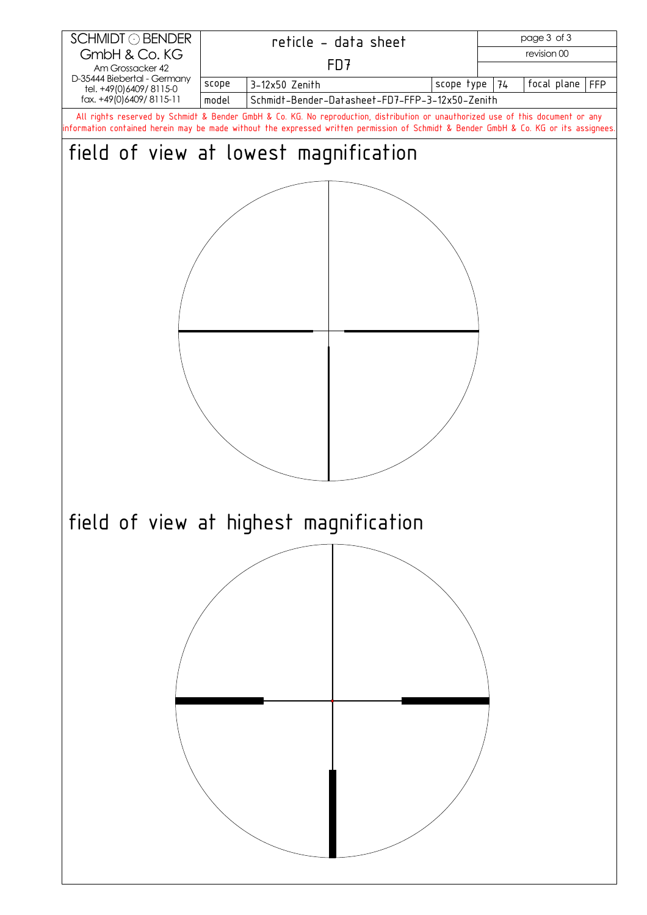| | | | | | | |
|---|---|---|---|---|---|---|
| SCHMIDT ⊙ BENDER GmbH & Co. KG<br>Am Grossacker 42<br>D-35444 Biebertal - Germany<br>tel. +49(0)6409/ 8115-0<br>fax. +49(0)6409/ 8115-11 | reticle - data sheet<br>FD7 | | | | | revision 00 |
| | scope | 3-12x50 Zenith | scope type | 74 | focal plane | FFP |
| | model | Schmidt-Bender-Datasheet-FD7-FFP-3-12x50-Zenith | | | | |

All rights reserved by Schmidt & Bender GmbH & Co. KG. No reproduction, distribution or unauthorized use of this document or any information contained herein may be made without the expressed written permission of Schmidt & Bender GmbH & Co. KG or its assignees.

# field of view at lowest magnification

# field of view at highest magnification